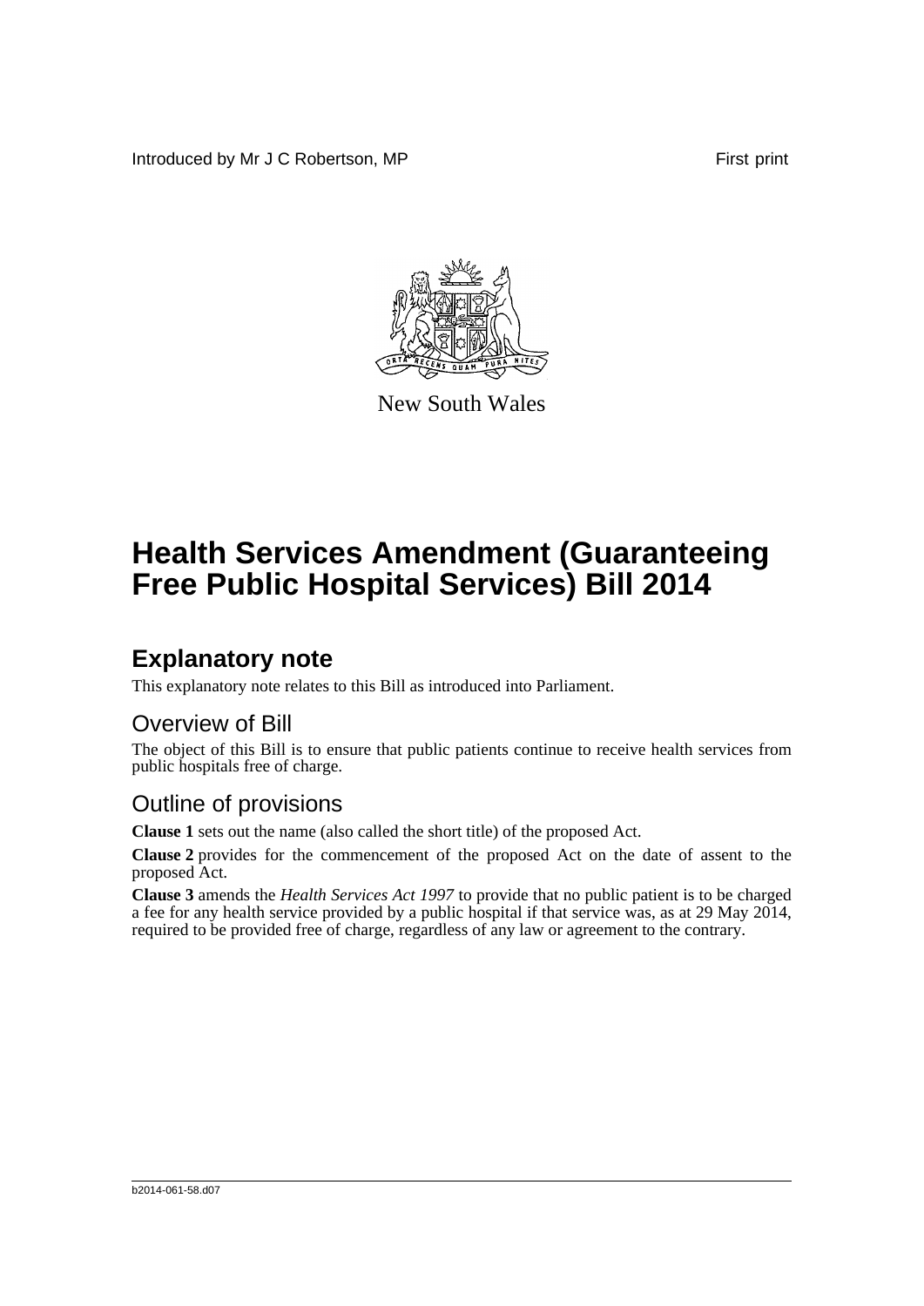Introduced by Mr J C Robertson, MP First print

New South Wales

# Health Services Amendment (Guaranteeing Free Public Hospital Services) Bill 2014

## Explanatory note

This explanatory note relates to this Bill as introduced into Parliament.

### Overview of Bill

The object of this Bill is to ensure that public patients continue to receive health services from public hospitals free of charge.

### Outline of provisions

**Clause 1** sets out the name (also called the short title) of the proposed Act.

**Clause 2** provides for the commencement of the proposed Act on the date of assent to the proposed Act.

**Clause 3** amends the *Health Services Act 1997* to provide that no public patient is to be charged a fee for any health service provided by a public hospital if that service was, as at 29 May 2014, required to be provided free of charge, regardless of any law or agreement to the contrary.

b2014-061-58.d07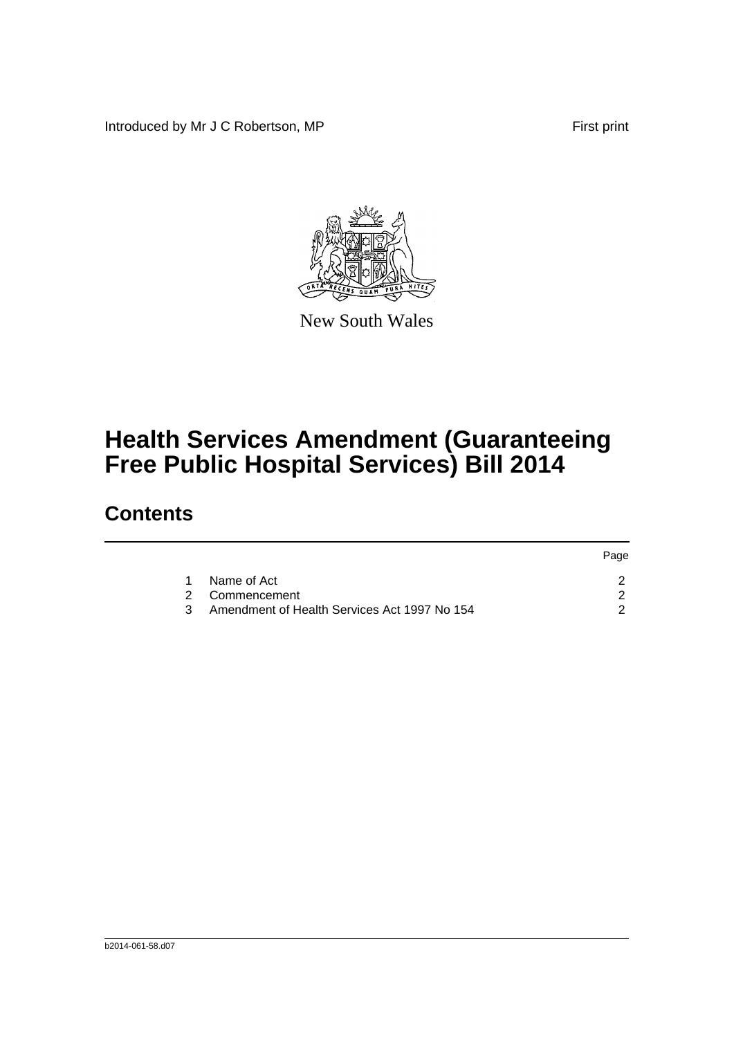Introduced by Mr J C Robertson, MP

First print

New South Wales

# Health Services Amendment (Guaranteeing Free Public Hospital Services) Bill 2014

## Contents

| | | Page |
|---|---|---|
| 1 | Name of Act | 2 |
| 2 | Commencement | 2 |
| 3 | Amendment of Health Services Act 1997 No 154 | 2 |

b2014-061-58.d07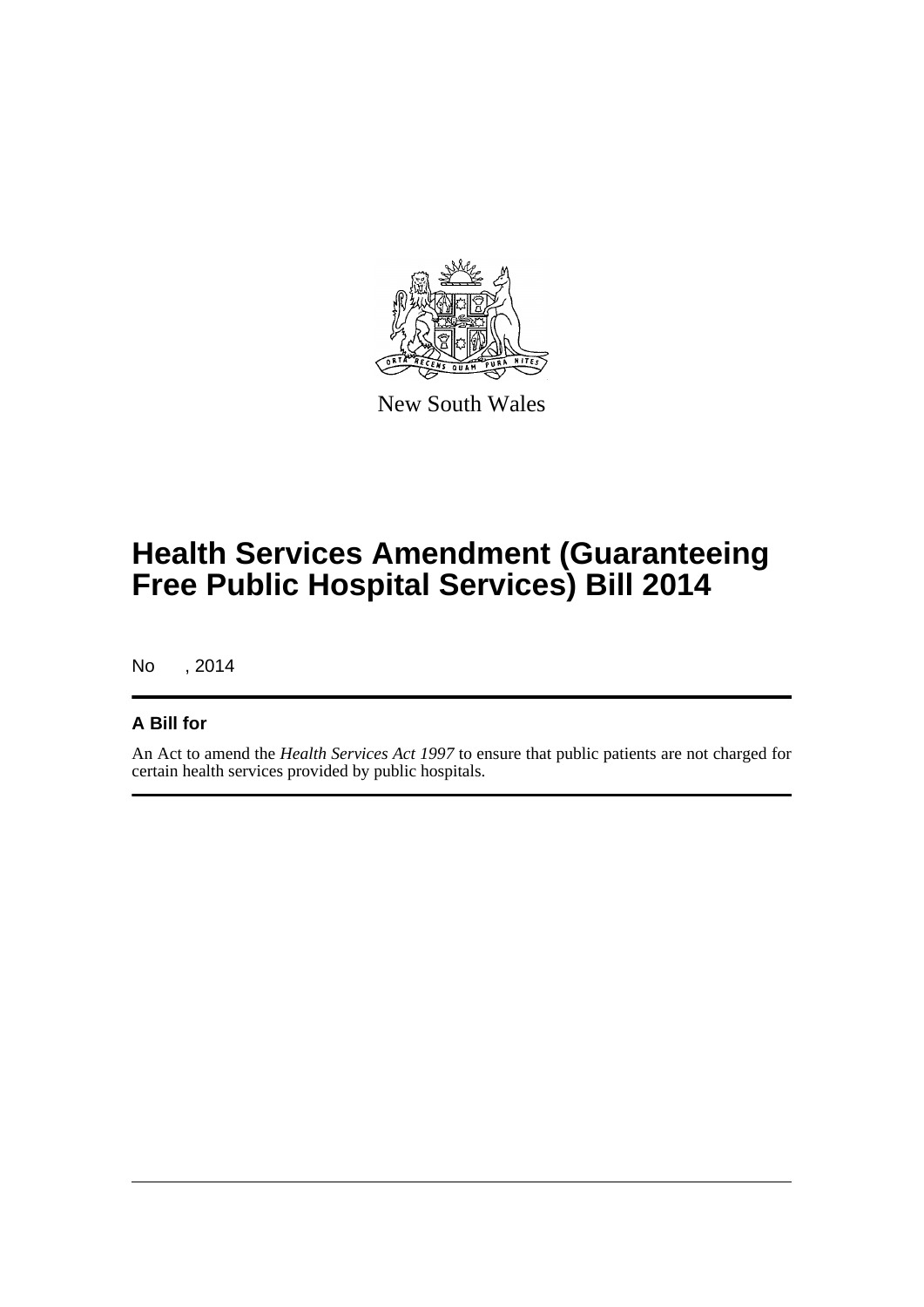New South Wales

# Health Services Amendment (Guaranteeing Free Public Hospital Services) Bill 2014

No , 2014

## A Bill for

An Act to amend the *Health Services Act 1997* to ensure that public patients are not charged for certain health services provided by public hospitals.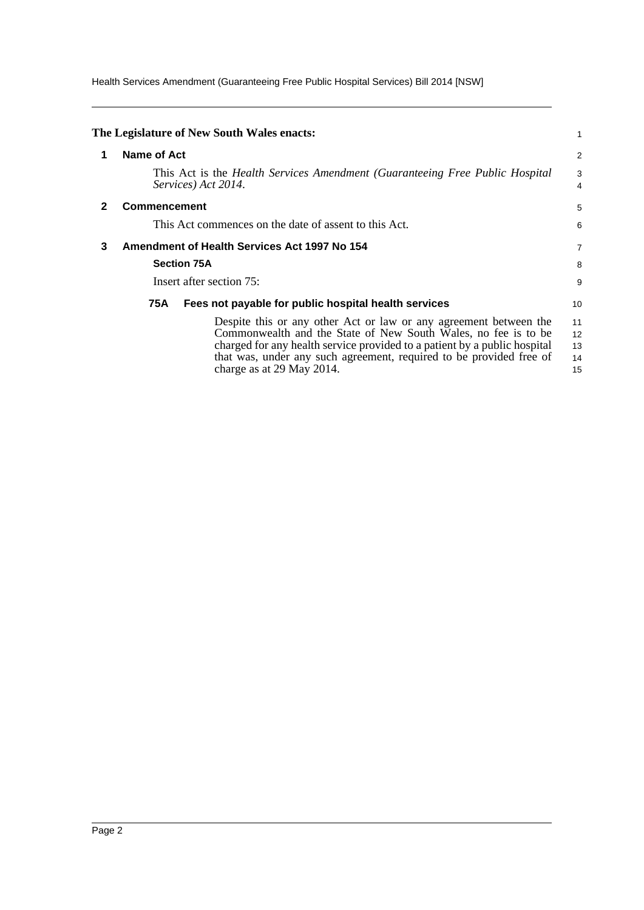**The Legislature of New South Wales enacts:**

## 1 Name of Act

This Act is the *Health Services Amendment (Guaranteeing Free Public Hospital Services) Act 2014*.

## 2 Commencement

This Act commences on the date of assent to this Act.

## 3 Amendment of Health Services Act 1997 No 154

### Section 75A

Insert after section 75:

#### 75A Fees not payable for public hospital health services

Despite this or any other Act or law or any agreement between the Commonwealth and the State of New South Wales, no fee is to be charged for any health service provided to a patient by a public hospital that was, under any such agreement, required to be provided free of charge as at 29 May 2014.